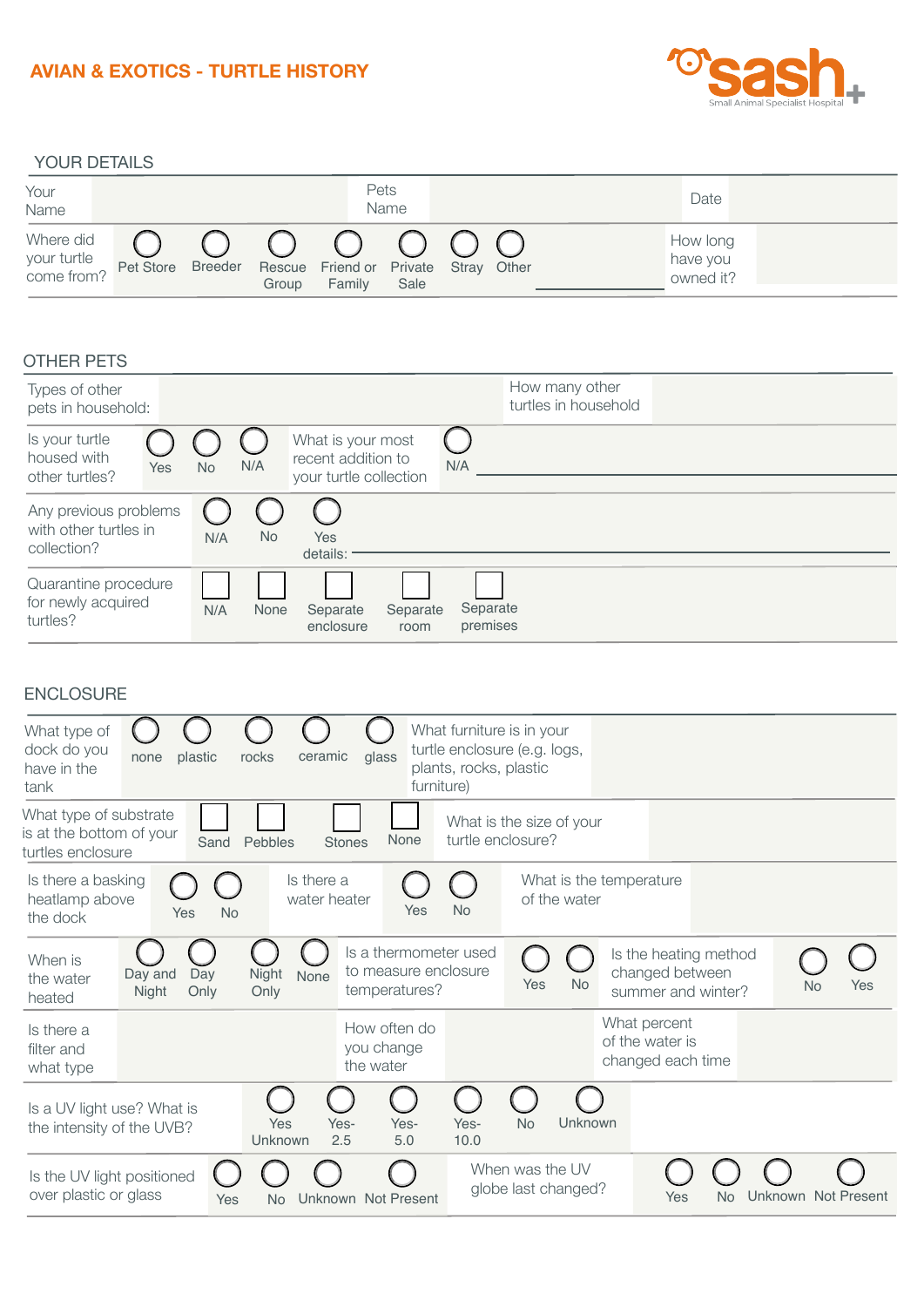## AVIAN & EXOTICS - TURTLE HISTORY

sash Small Animal Specialist Hospital

### YOUR DETAILS

| Your Name | | Pets Name | | Date | |
|---|---|---|---|---|---|

Where did your turtle come from? ◯ Pet Store ◯ Breeder ◯ Rescue Group ◯ Friend or Family ◯ Private Sale ◯ Stray ◯ Other ________

How long have you owned it?

### OTHER PETS

| Types of other pets in household: | | How many other turtles in household | |
|---|---|---|---|

Is your turtle housed with other turtles? ◯ Yes ◯ No ◯ N/A

What is your most recent addition to your turtle collection ◯ N/A ________

Any previous problems with other turtles in collection? ◯ N/A ◯ No ◯ Yes details: ________

Quarantine procedure for newly acquired turtles? ☐ N/A ☐ None ☐ Separate enclosure ☐ Separate room ☐ Separate premises

### ENCLOSURE

What type of dock do you have in the tank ◯ none ◯ plastic ◯ rocks ◯ ceramic ◯ glass

What furniture is in your turtle enclosure (e.g. logs, plants, rocks, plastic furniture)

What type of substrate is at the bottom of your turtles enclosure ☐ Sand ☐ Pebbles ☐ Stones ☐ None

What is the size of your turtle enclosure?

Is there a basking heatlamp above the dock ◯ Yes ◯ No

Is there a water heater ◯ Yes ◯ No

What is the temperature of the water

When is the water heated ◯ Day and Night ◯ Day Only ◯ Night Only ◯ None

Is a thermometer used to measure enclosure temperatures? ◯ Yes ◯ No

Is the heating method changed between summer and winter? ◯ No ◯ Yes

Is there a filter and what type

How often do you change the water

What percent of the water is changed each time

Is a UV light use? What is the intensity of the UVB? ◯ Yes Unknown ◯ Yes- 2.5 ◯ Yes- 5.0 ◯ Yes- 10.0 ◯ No ◯ Unknown

Is the UV light positioned over plastic or glass ◯ Yes ◯ No ◯ Unknown ◯ Not Present

When was the UV globe last changed? ◯ Yes ◯ No ◯ Unknown ◯ Not Present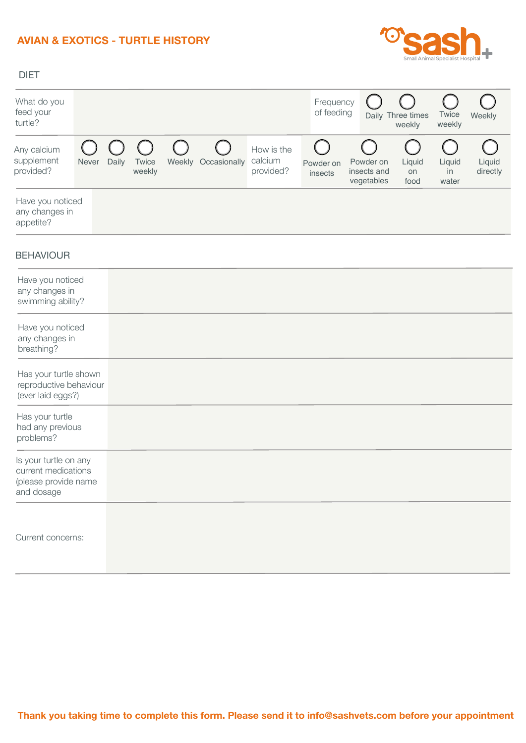## AVIAN & EXOTICS - TURTLE HISTORY

sash Small Animal Specialist Hospital

### DIET

| | | | |
|---|---|---|---|
| What do you feed your turtle? | | Frequency of feeding | ◯ Daily ◯ Three times weekly ◯ Twice weekly ◯ Weekly |
| Any calcium supplement provided? | ◯ Never ◯ Daily ◯ Twice weekly ◯ Weekly ◯ Occasionally | How is the calcium provided? | ◯ Powder on insects ◯ Powder on insects and vegetables ◯ Liquid on food ◯ Liquid in water ◯ Liquid directly |
| Have you noticed any changes in appetite? | | | |

### BEHAVIOUR

| | |
|---|---|
| Have you noticed any changes in swimming ability? | |
| Have you noticed any changes in breathing? | |
| Has your turtle shown reproductive behaviour (ever laid eggs?) | |
| Has your turtle had any previous problems? | |
| Is your turtle on any current medications (please provide name and dosage | |
| Current concerns: | |

**Thank you taking time to complete this form. Please send it to info@sashvets.com before your appointment**